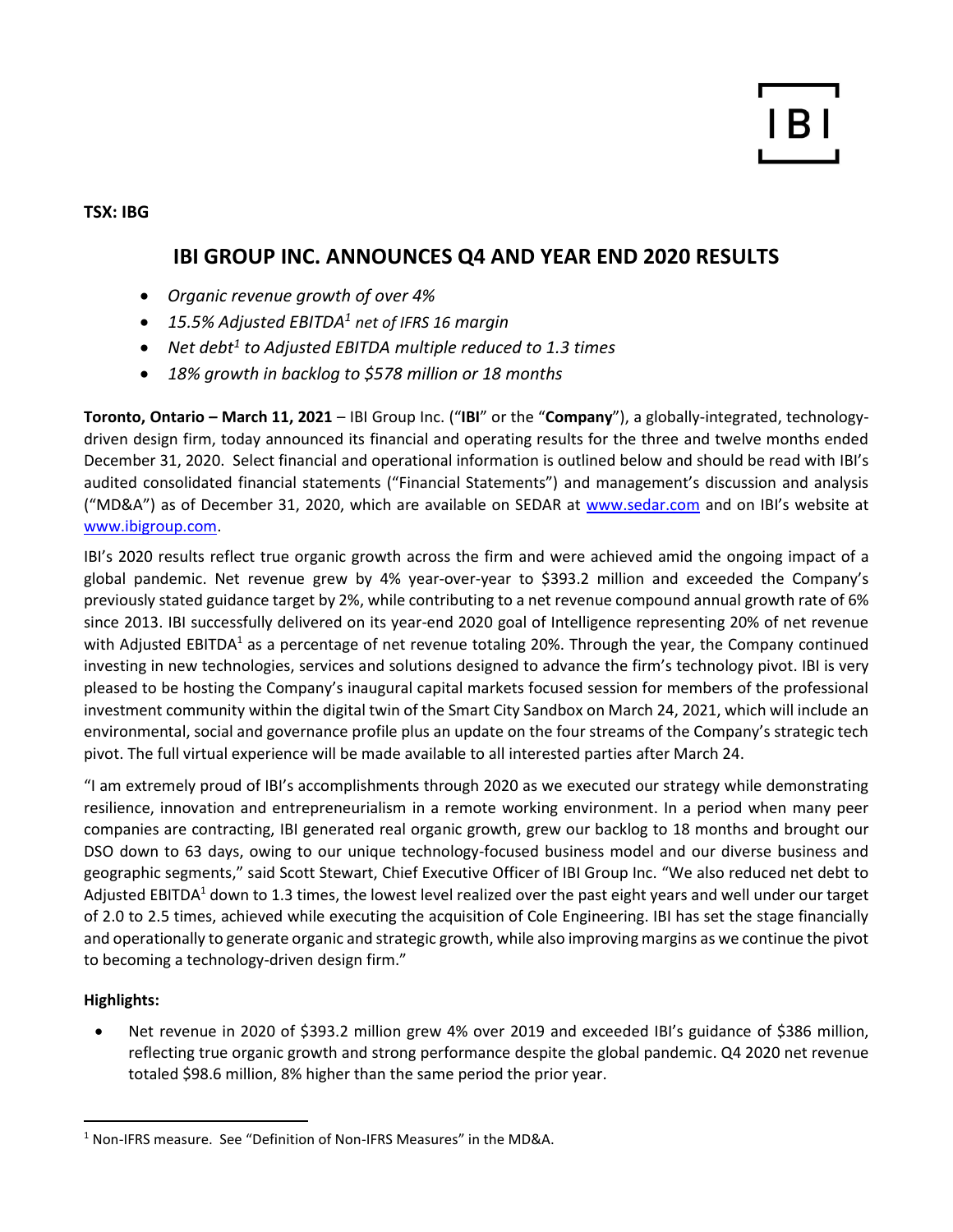IBI

**TSX: IBG**

# IBI GROUP INC. ANNOUNCES Q4 AND YEAR END 2020 RESULTS

- *Organic revenue growth of over 4%*
- *15.5% Adjusted EBITDA[1] net of IFRS 16 margin*
- *Net debt[1] to Adjusted EBITDA multiple reduced to 1.3 times*
- *18% growth in backlog to $578 million or 18 months*

**Toronto, Ontario – March 11, 2021** – IBI Group Inc. ("**IBI**" or the "**Company**"), a globally-integrated, technology-driven design firm, today announced its financial and operating results for the three and twelve months ended December 31, 2020. Select financial and operational information is outlined below and should be read with IBI's audited consolidated financial statements ("Financial Statements") and management's discussion and analysis ("MD&A") as of December 31, 2020, which are available on SEDAR at www.sedar.com and on IBI's website at www.ibigroup.com.

IBI's 2020 results reflect true organic growth across the firm and were achieved amid the ongoing impact of a global pandemic. Net revenue grew by 4% year-over-year to $393.2 million and exceeded the Company's previously stated guidance target by 2%, while contributing to a net revenue compound annual growth rate of 6% since 2013. IBI successfully delivered on its year-end 2020 goal of Intelligence representing 20% of net revenue with Adjusted EBITDA[1] as a percentage of net revenue totaling 20%. Through the year, the Company continued investing in new technologies, services and solutions designed to advance the firm's technology pivot. IBI is very pleased to be hosting the Company's inaugural capital markets focused session for members of the professional investment community within the digital twin of the Smart City Sandbox on March 24, 2021, which will include an environmental, social and governance profile plus an update on the four streams of the Company's strategic tech pivot. The full virtual experience will be made available to all interested parties after March 24.

"I am extremely proud of IBI's accomplishments through 2020 as we executed our strategy while demonstrating resilience, innovation and entrepreneurialism in a remote working environment. In a period when many peer companies are contracting, IBI generated real organic growth, grew our backlog to 18 months and brought our DSO down to 63 days, owing to our unique technology-focused business model and our diverse business and geographic segments," said Scott Stewart, Chief Executive Officer of IBI Group Inc. "We also reduced net debt to Adjusted EBITDA[1] down to 1.3 times, the lowest level realized over the past eight years and well under our target of 2.0 to 2.5 times, achieved while executing the acquisition of Cole Engineering. IBI has set the stage financially and operationally to generate organic and strategic growth, while also improving margins as we continue the pivot to becoming a technology-driven design firm."

**Highlights:**

- Net revenue in 2020 of $393.2 million grew 4% over 2019 and exceeded IBI's guidance of $386 million, reflecting true organic growth and strong performance despite the global pandemic. Q4 2020 net revenue totaled $98.6 million, 8% higher than the same period the prior year.

[1] Non-IFRS measure. See "Definition of Non-IFRS Measures" in the MD&A.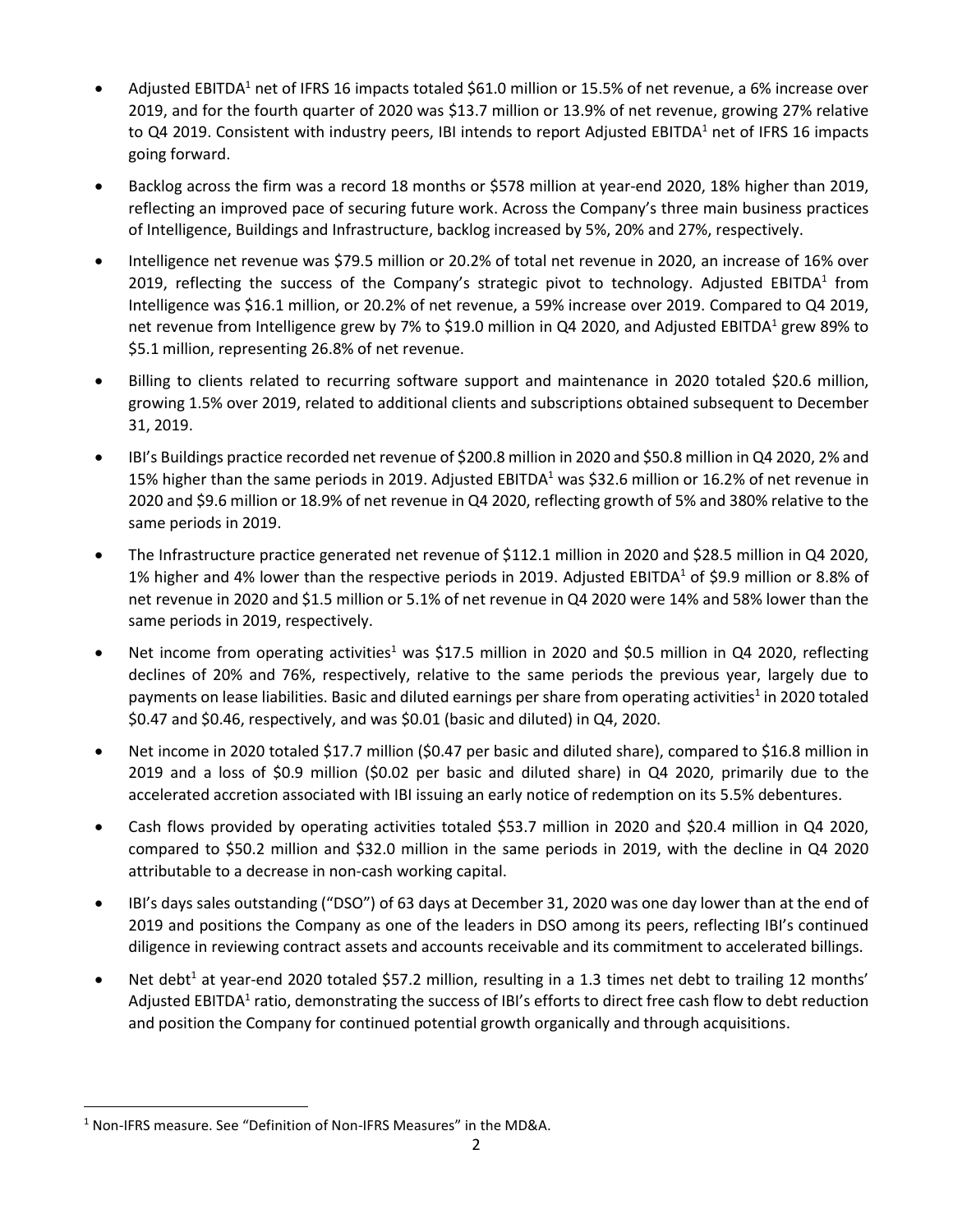- Adjusted EBITDA[1] net of IFRS 16 impacts totaled $61.0 million or 15.5% of net revenue, a 6% increase over 2019, and for the fourth quarter of 2020 was $13.7 million or 13.9% of net revenue, growing 27% relative to Q4 2019. Consistent with industry peers, IBI intends to report Adjusted EBITDA[1] net of IFRS 16 impacts going forward.
- Backlog across the firm was a record 18 months or $578 million at year-end 2020, 18% higher than 2019, reflecting an improved pace of securing future work. Across the Company's three main business practices of Intelligence, Buildings and Infrastructure, backlog increased by 5%, 20% and 27%, respectively.
- Intelligence net revenue was $79.5 million or 20.2% of total net revenue in 2020, an increase of 16% over 2019, reflecting the success of the Company's strategic pivot to technology. Adjusted EBITDA[1] from Intelligence was $16.1 million, or 20.2% of net revenue, a 59% increase over 2019. Compared to Q4 2019, net revenue from Intelligence grew by 7% to $19.0 million in Q4 2020, and Adjusted EBITDA[1] grew 89% to $5.1 million, representing 26.8% of net revenue.
- Billing to clients related to recurring software support and maintenance in 2020 totaled $20.6 million, growing 1.5% over 2019, related to additional clients and subscriptions obtained subsequent to December 31, 2019.
- IBI's Buildings practice recorded net revenue of $200.8 million in 2020 and $50.8 million in Q4 2020, 2% and 15% higher than the same periods in 2019. Adjusted EBITDA[1] was $32.6 million or 16.2% of net revenue in 2020 and $9.6 million or 18.9% of net revenue in Q4 2020, reflecting growth of 5% and 380% relative to the same periods in 2019.
- The Infrastructure practice generated net revenue of $112.1 million in 2020 and $28.5 million in Q4 2020, 1% higher and 4% lower than the respective periods in 2019. Adjusted EBITDA[1] of $9.9 million or 8.8% of net revenue in 2020 and $1.5 million or 5.1% of net revenue in Q4 2020 were 14% and 58% lower than the same periods in 2019, respectively.
- Net income from operating activities[1] was $17.5 million in 2020 and $0.5 million in Q4 2020, reflecting declines of 20% and 76%, respectively, relative to the same periods the previous year, largely due to payments on lease liabilities. Basic and diluted earnings per share from operating activities[1] in 2020 totaled $0.47 and $0.46, respectively, and was $0.01 (basic and diluted) in Q4, 2020.
- Net income in 2020 totaled $17.7 million ($0.47 per basic and diluted share), compared to $16.8 million in 2019 and a loss of $0.9 million ($0.02 per basic and diluted share) in Q4 2020, primarily due to the accelerated accretion associated with IBI issuing an early notice of redemption on its 5.5% debentures.
- Cash flows provided by operating activities totaled $53.7 million in 2020 and $20.4 million in Q4 2020, compared to $50.2 million and $32.0 million in the same periods in 2019, with the decline in Q4 2020 attributable to a decrease in non-cash working capital.
- IBI's days sales outstanding ("DSO") of 63 days at December 31, 2020 was one day lower than at the end of 2019 and positions the Company as one of the leaders in DSO among its peers, reflecting IBI's continued diligence in reviewing contract assets and accounts receivable and its commitment to accelerated billings.
- Net debt[1] at year-end 2020 totaled $57.2 million, resulting in a 1.3 times net debt to trailing 12 months' Adjusted EBITDA[1] ratio, demonstrating the success of IBI's efforts to direct free cash flow to debt reduction and position the Company for continued potential growth organically and through acquisitions.

[1] Non-IFRS measure. See "Definition of Non-IFRS Measures" in the MD&A.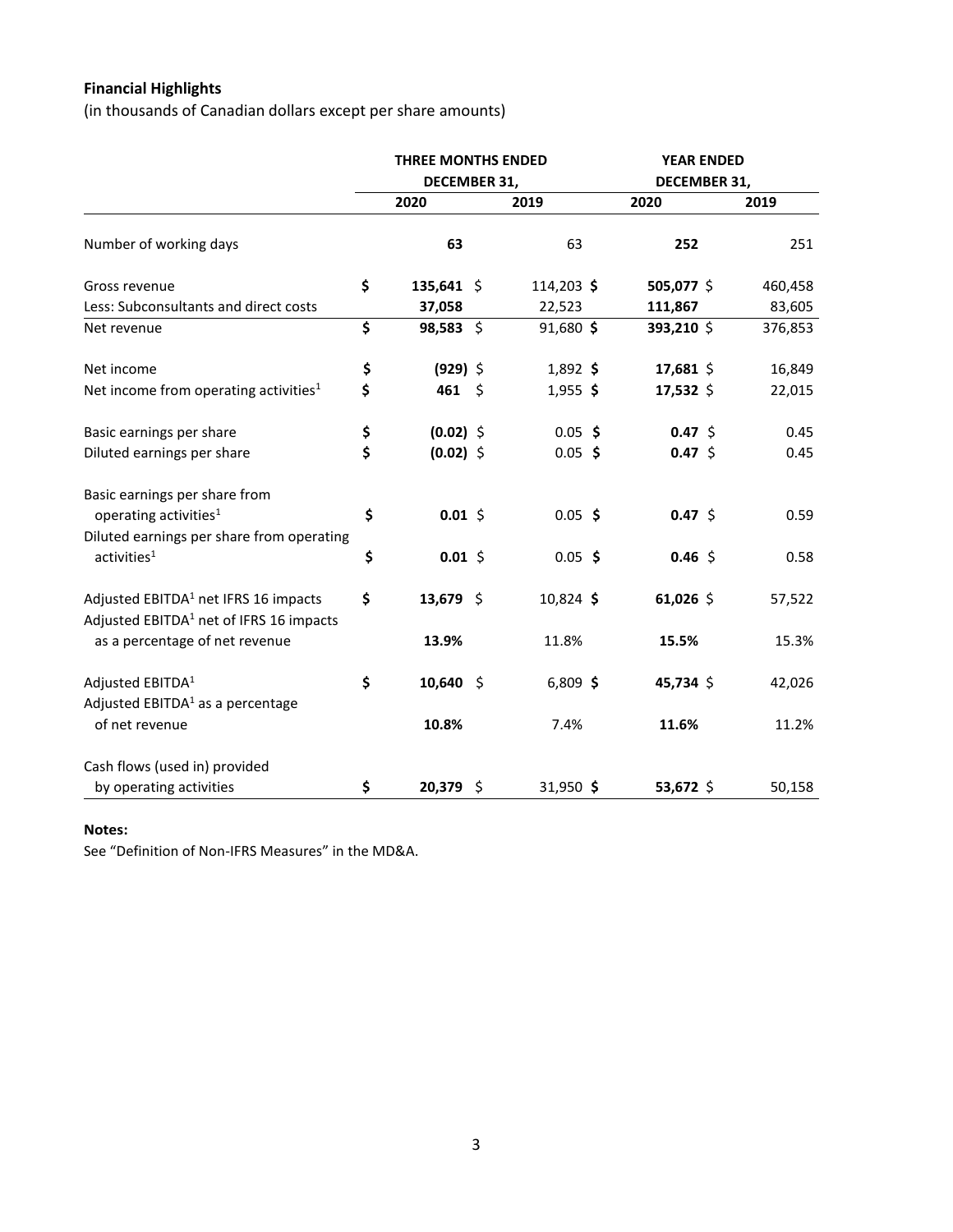**Financial Highlights**

(in thousands of Canadian dollars except per share amounts)

| | THREE MONTHS ENDED DECEMBER 31, | | YEAR ENDED DECEMBER 31, | |
|---|---|---|---|---|
| | **2020** | 2019 | **2020** | 2019 |
| Number of working days | **63** | 63 | **252** | 251 |
| Gross revenue | **$ 135,641** | $ 114,203 | **$ 505,077** | $ 460,458 |
| Less: Subconsultants and direct costs | **37,058** | 22,523 | **111,867** | 83,605 |
| Net revenue | **$ 98,583** | $ 91,680 | **$ 393,210** | $ 376,853 |
| Net income | **$ (929)** | $ 1,892 | **$ 17,681** | $ 16,849 |
| Net income from operating activities[1] | **$ 461** | $ 1,955 | **$ 17,532** | $ 22,015 |
| Basic earnings per share | **$ (0.02)** | $ 0.05 | **$ 0.47** | $ 0.45 |
| Diluted earnings per share | **$ (0.02)** | $ 0.05 | **$ 0.47** | $ 0.45 |
| Basic earnings per share from operating activities[1] | **$ 0.01** | $ 0.05 | **$ 0.47** | $ 0.59 |
| Diluted earnings per share from operating activities[1] | **$ 0.01** | $ 0.05 | **$ 0.46** | $ 0.58 |
| Adjusted EBITDA[1] net IFRS 16 impacts | **$ 13,679** | $ 10,824 | **$ 61,026** | $ 57,522 |
| Adjusted EBITDA[1] net of IFRS 16 impacts as a percentage of net revenue | **13.9%** | 11.8% | **15.5%** | 15.3% |
| Adjusted EBITDA[1] | **$ 10,640** | $ 6,809 | **$ 45,734** | $ 42,026 |
| Adjusted EBITDA[1] as a percentage of net revenue | **10.8%** | 7.4% | **11.6%** | 11.2% |
| Cash flows (used in) provided by operating activities | **$ 20,379** | $ 31,950 | **$ 53,672** | $ 50,158 |

**Notes:**

See "Definition of Non-IFRS Measures" in the MD&A.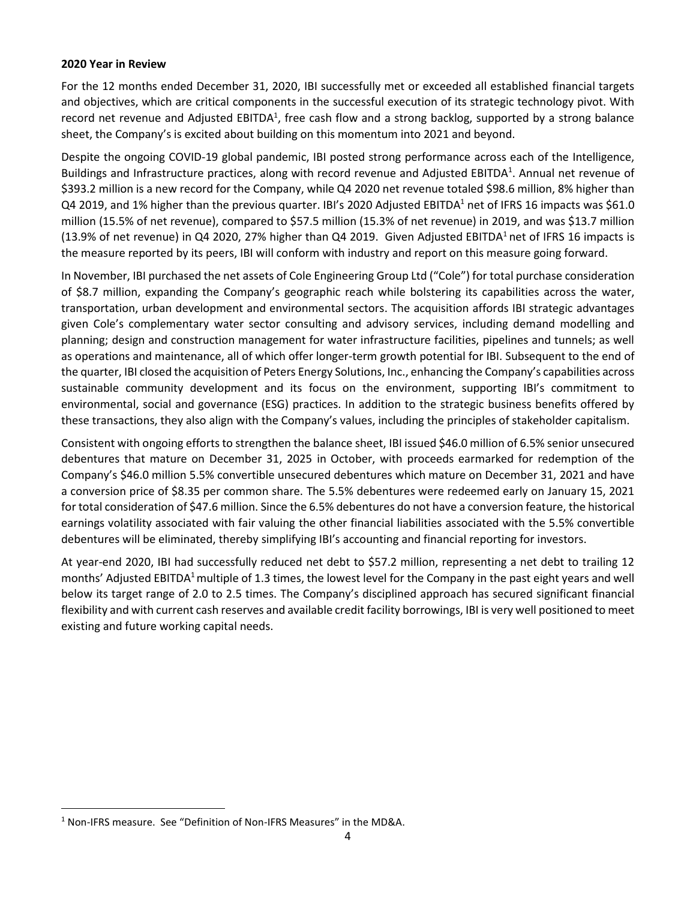**2020 Year in Review**

For the 12 months ended December 31, 2020, IBI successfully met or exceeded all established financial targets and objectives, which are critical components in the successful execution of its strategic technology pivot. With record net revenue and Adjusted EBITDA[1], free cash flow and a strong backlog, supported by a strong balance sheet, the Company's is excited about building on this momentum into 2021 and beyond.

Despite the ongoing COVID-19 global pandemic, IBI posted strong performance across each of the Intelligence, Buildings and Infrastructure practices, along with record revenue and Adjusted EBITDA[1]. Annual net revenue of $393.2 million is a new record for the Company, while Q4 2020 net revenue totaled $98.6 million, 8% higher than Q4 2019, and 1% higher than the previous quarter. IBI's 2020 Adjusted EBITDA[1] net of IFRS 16 impacts was $61.0 million (15.5% of net revenue), compared to $57.5 million (15.3% of net revenue) in 2019, and was $13.7 million (13.9% of net revenue) in Q4 2020, 27% higher than Q4 2019. Given Adjusted EBITDA[1] net of IFRS 16 impacts is the measure reported by its peers, IBI will conform with industry and report on this measure going forward.

In November, IBI purchased the net assets of Cole Engineering Group Ltd ("Cole") for total purchase consideration of $8.7 million, expanding the Company's geographic reach while bolstering its capabilities across the water, transportation, urban development and environmental sectors. The acquisition affords IBI strategic advantages given Cole's complementary water sector consulting and advisory services, including demand modelling and planning; design and construction management for water infrastructure facilities, pipelines and tunnels; as well as operations and maintenance, all of which offer longer-term growth potential for IBI. Subsequent to the end of the quarter, IBI closed the acquisition of Peters Energy Solutions, Inc., enhancing the Company's capabilities across sustainable community development and its focus on the environment, supporting IBI's commitment to environmental, social and governance (ESG) practices. In addition to the strategic business benefits offered by these transactions, they also align with the Company's values, including the principles of stakeholder capitalism.

Consistent with ongoing efforts to strengthen the balance sheet, IBI issued $46.0 million of 6.5% senior unsecured debentures that mature on December 31, 2025 in October, with proceeds earmarked for redemption of the Company's $46.0 million 5.5% convertible unsecured debentures which mature on December 31, 2021 and have a conversion price of $8.35 per common share. The 5.5% debentures were redeemed early on January 15, 2021 for total consideration of $47.6 million. Since the 6.5% debentures do not have a conversion feature, the historical earnings volatility associated with fair valuing the other financial liabilities associated with the 5.5% convertible debentures will be eliminated, thereby simplifying IBI's accounting and financial reporting for investors.

At year-end 2020, IBI had successfully reduced net debt to $57.2 million, representing a net debt to trailing 12 months' Adjusted EBITDA[1] multiple of 1.3 times, the lowest level for the Company in the past eight years and well below its target range of 2.0 to 2.5 times. The Company's disciplined approach has secured significant financial flexibility and with current cash reserves and available credit facility borrowings, IBI is very well positioned to meet existing and future working capital needs.

---

[1] Non-IFRS measure. See "Definition of Non-IFRS Measures" in the MD&A.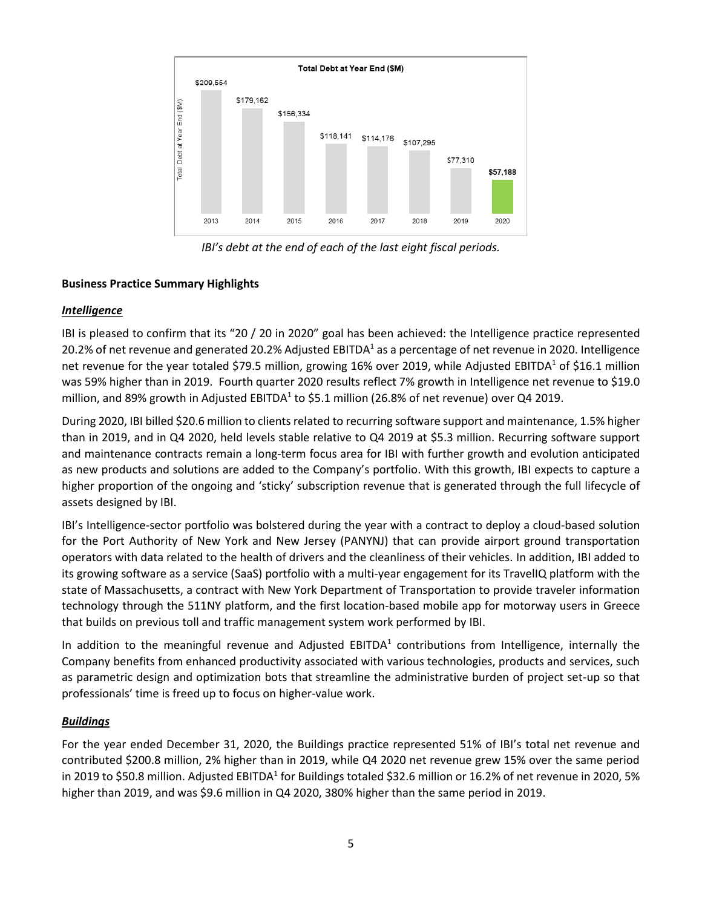**Total Debt at Year End ($M)**

| 2013 | 2014 | 2015 | 2016 | 2017 | 2018 | 2019 | 2020 |
|---|---|---|---|---|---|---|---|
| $209,554 | $179,162 | $156,334 | $118,141 | $114,176 | $107,295 | $77,310 | $57,188 |

*IBI's debt at the end of each of the last eight fiscal periods.*

**Business Practice Summary Highlights**

***Intelligence***

IBI is pleased to confirm that its "20 / 20 in 2020" goal has been achieved: the Intelligence practice represented 20.2% of net revenue and generated 20.2% Adjusted EBITDA[1] as a percentage of net revenue in 2020. Intelligence net revenue for the year totaled $79.5 million, growing 16% over 2019, while Adjusted EBITDA[1] of $16.1 million was 59% higher than in 2019. Fourth quarter 2020 results reflect 7% growth in Intelligence net revenue to $19.0 million, and 89% growth in Adjusted EBITDA[1] to $5.1 million (26.8% of net revenue) over Q4 2019.

During 2020, IBI billed $20.6 million to clients related to recurring software support and maintenance, 1.5% higher than in 2019, and in Q4 2020, held levels stable relative to Q4 2019 at $5.3 million. Recurring software support and maintenance contracts remain a long-term focus area for IBI with further growth and evolution anticipated as new products and solutions are added to the Company's portfolio. With this growth, IBI expects to capture a higher proportion of the ongoing and 'sticky' subscription revenue that is generated through the full lifecycle of assets designed by IBI.

IBI's Intelligence-sector portfolio was bolstered during the year with a contract to deploy a cloud-based solution for the Port Authority of New York and New Jersey (PANYNJ) that can provide airport ground transportation operators with data related to the health of drivers and the cleanliness of their vehicles. In addition, IBI added to its growing software as a service (SaaS) portfolio with a multi-year engagement for its TravelIQ platform with the state of Massachusetts, a contract with New York Department of Transportation to provide traveler information technology through the 511NY platform, and the first location-based mobile app for motorway users in Greece that builds on previous toll and traffic management system work performed by IBI.

In addition to the meaningful revenue and Adjusted EBITDA[1] contributions from Intelligence, internally the Company benefits from enhanced productivity associated with various technologies, products and services, such as parametric design and optimization bots that streamline the administrative burden of project set-up so that professionals' time is freed up to focus on higher-value work.

***Buildings***

For the year ended December 31, 2020, the Buildings practice represented 51% of IBI's total net revenue and contributed $200.8 million, 2% higher than in 2019, while Q4 2020 net revenue grew 15% over the same period in 2019 to $50.8 million. Adjusted EBITDA[1] for Buildings totaled $32.6 million or 16.2% of net revenue in 2020, 5% higher than 2019, and was $9.6 million in Q4 2020, 380% higher than the same period in 2019.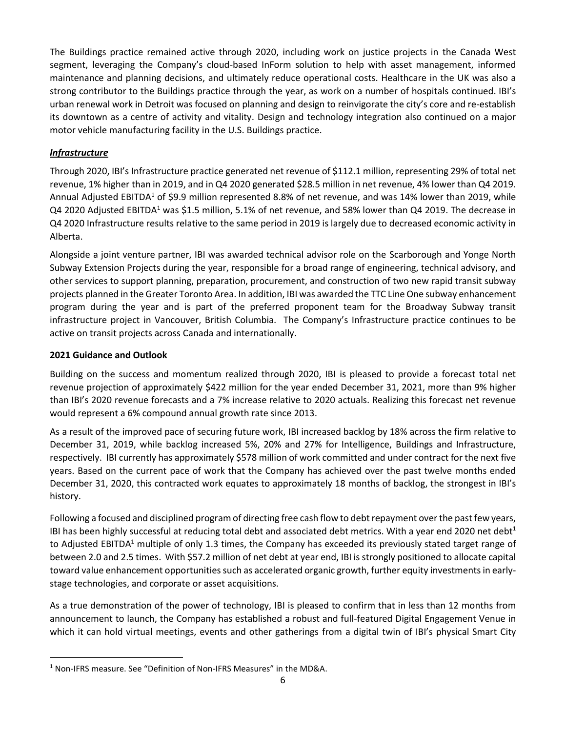The Buildings practice remained active through 2020, including work on justice projects in the Canada West segment, leveraging the Company's cloud-based InForm solution to help with asset management, informed maintenance and planning decisions, and ultimately reduce operational costs. Healthcare in the UK was also a strong contributor to the Buildings practice through the year, as work on a number of hospitals continued. IBI's urban renewal work in Detroit was focused on planning and design to reinvigorate the city's core and re-establish its downtown as a centre of activity and vitality. Design and technology integration also continued on a major motor vehicle manufacturing facility in the U.S. Buildings practice.

***Infrastructure***

Through 2020, IBI's Infrastructure practice generated net revenue of $112.1 million, representing 29% of total net revenue, 1% higher than in 2019, and in Q4 2020 generated $28.5 million in net revenue, 4% lower than Q4 2019. Annual Adjusted EBITDA[1] of $9.9 million represented 8.8% of net revenue, and was 14% lower than 2019, while Q4 2020 Adjusted EBITDA[1] was $1.5 million, 5.1% of net revenue, and 58% lower than Q4 2019. The decrease in Q4 2020 Infrastructure results relative to the same period in 2019 is largely due to decreased economic activity in Alberta.

Alongside a joint venture partner, IBI was awarded technical advisor role on the Scarborough and Yonge North Subway Extension Projects during the year, responsible for a broad range of engineering, technical advisory, and other services to support planning, preparation, procurement, and construction of two new rapid transit subway projects planned in the Greater Toronto Area. In addition, IBI was awarded the TTC Line One subway enhancement program during the year and is part of the preferred proponent team for the Broadway Subway transit infrastructure project in Vancouver, British Columbia. The Company's Infrastructure practice continues to be active on transit projects across Canada and internationally.

**2021 Guidance and Outlook**

Building on the success and momentum realized through 2020, IBI is pleased to provide a forecast total net revenue projection of approximately $422 million for the year ended December 31, 2021, more than 9% higher than IBI's 2020 revenue forecasts and a 7% increase relative to 2020 actuals. Realizing this forecast net revenue would represent a 6% compound annual growth rate since 2013.

As a result of the improved pace of securing future work, IBI increased backlog by 18% across the firm relative to December 31, 2019, while backlog increased 5%, 20% and 27% for Intelligence, Buildings and Infrastructure, respectively. IBI currently has approximately $578 million of work committed and under contract for the next five years. Based on the current pace of work that the Company has achieved over the past twelve months ended December 31, 2020, this contracted work equates to approximately 18 months of backlog, the strongest in IBI's history.

Following a focused and disciplined program of directing free cash flow to debt repayment over the past few years, IBI has been highly successful at reducing total debt and associated debt metrics. With a year end 2020 net debt[1] to Adjusted EBITDA[1] multiple of only 1.3 times, the Company has exceeded its previously stated target range of between 2.0 and 2.5 times. With $57.2 million of net debt at year end, IBI is strongly positioned to allocate capital toward value enhancement opportunities such as accelerated organic growth, further equity investments in early-stage technologies, and corporate or asset acquisitions.

As a true demonstration of the power of technology, IBI is pleased to confirm that in less than 12 months from announcement to launch, the Company has established a robust and full-featured Digital Engagement Venue in which it can hold virtual meetings, events and other gatherings from a digital twin of IBI's physical Smart City

[1] Non-IFRS measure. See "Definition of Non-IFRS Measures" in the MD&A.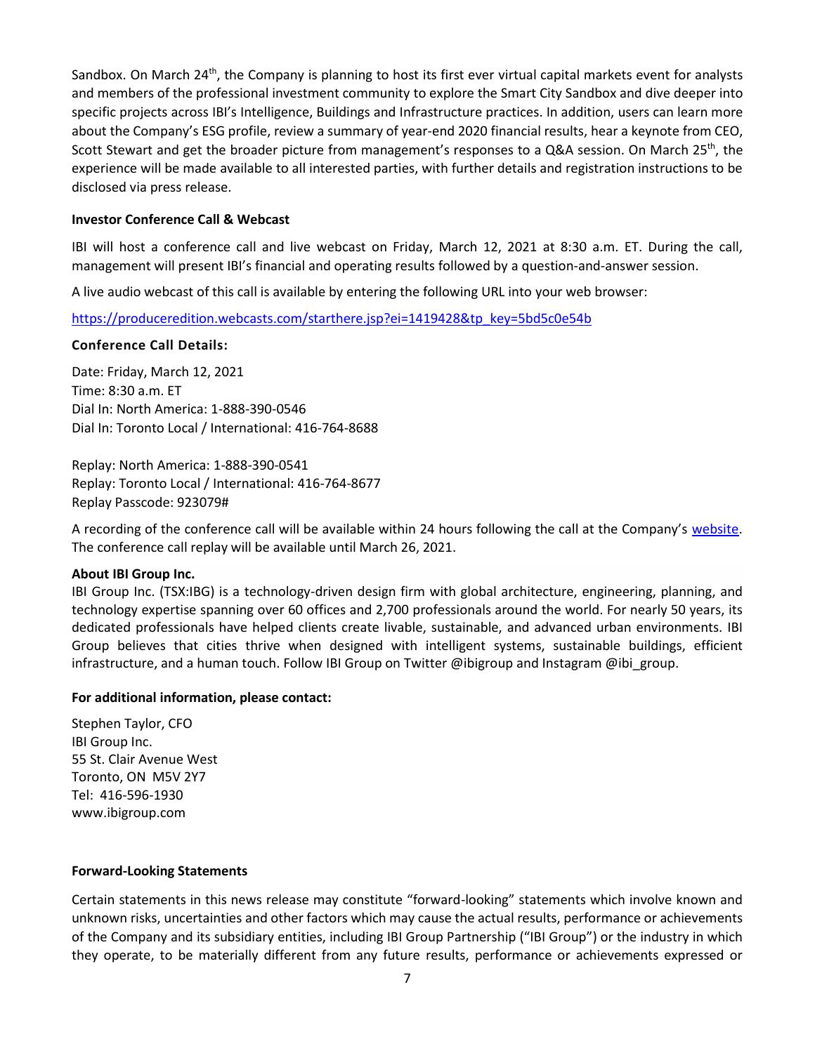Sandbox. On March 24th, the Company is planning to host its first ever virtual capital markets event for analysts and members of the professional investment community to explore the Smart City Sandbox and dive deeper into specific projects across IBI's Intelligence, Buildings and Infrastructure practices. In addition, users can learn more about the Company's ESG profile, review a summary of year-end 2020 financial results, hear a keynote from CEO, Scott Stewart and get the broader picture from management's responses to a Q&A session. On March 25th, the experience will be made available to all interested parties, with further details and registration instructions to be disclosed via press release.

**Investor Conference Call & Webcast**

IBI will host a conference call and live webcast on Friday, March 12, 2021 at 8:30 a.m. ET. During the call, management will present IBI's financial and operating results followed by a question-and-answer session.

A live audio webcast of this call is available by entering the following URL into your web browser:

[https://produceredition.webcasts.com/starthere.jsp?ei=1419428&tp_key=5bd5c0e54b](https://produceredition.webcasts.com/starthere.jsp?ei=1419428&tp_key=5bd5c0e54b)

**Conference Call Details:**

Date: Friday, March 12, 2021
Time: 8:30 a.m. ET
Dial In: North America: 1-888-390-0546
Dial In: Toronto Local / International: 416-764-8688

Replay: North America: 1-888-390-0541
Replay: Toronto Local / International: 416-764-8677
Replay Passcode: 923079#

A recording of the conference call will be available within 24 hours following the call at the Company's website. The conference call replay will be available until March 26, 2021.

**About IBI Group Inc.**

IBI Group Inc. (TSX:IBG) is a technology-driven design firm with global architecture, engineering, planning, and technology expertise spanning over 60 offices and 2,700 professionals around the world. For nearly 50 years, its dedicated professionals have helped clients create livable, sustainable, and advanced urban environments. IBI Group believes that cities thrive when designed with intelligent systems, sustainable buildings, efficient infrastructure, and a human touch. Follow IBI Group on Twitter @ibigroup and Instagram @ibi_group.

**For additional information, please contact:**

Stephen Taylor, CFO
IBI Group Inc.
55 St. Clair Avenue West
Toronto, ON M5V 2Y7
Tel: 416-596-1930
www.ibigroup.com

**Forward-Looking Statements**

Certain statements in this news release may constitute "forward-looking" statements which involve known and unknown risks, uncertainties and other factors which may cause the actual results, performance or achievements of the Company and its subsidiary entities, including IBI Group Partnership ("IBI Group") or the industry in which they operate, to be materially different from any future results, performance or achievements expressed or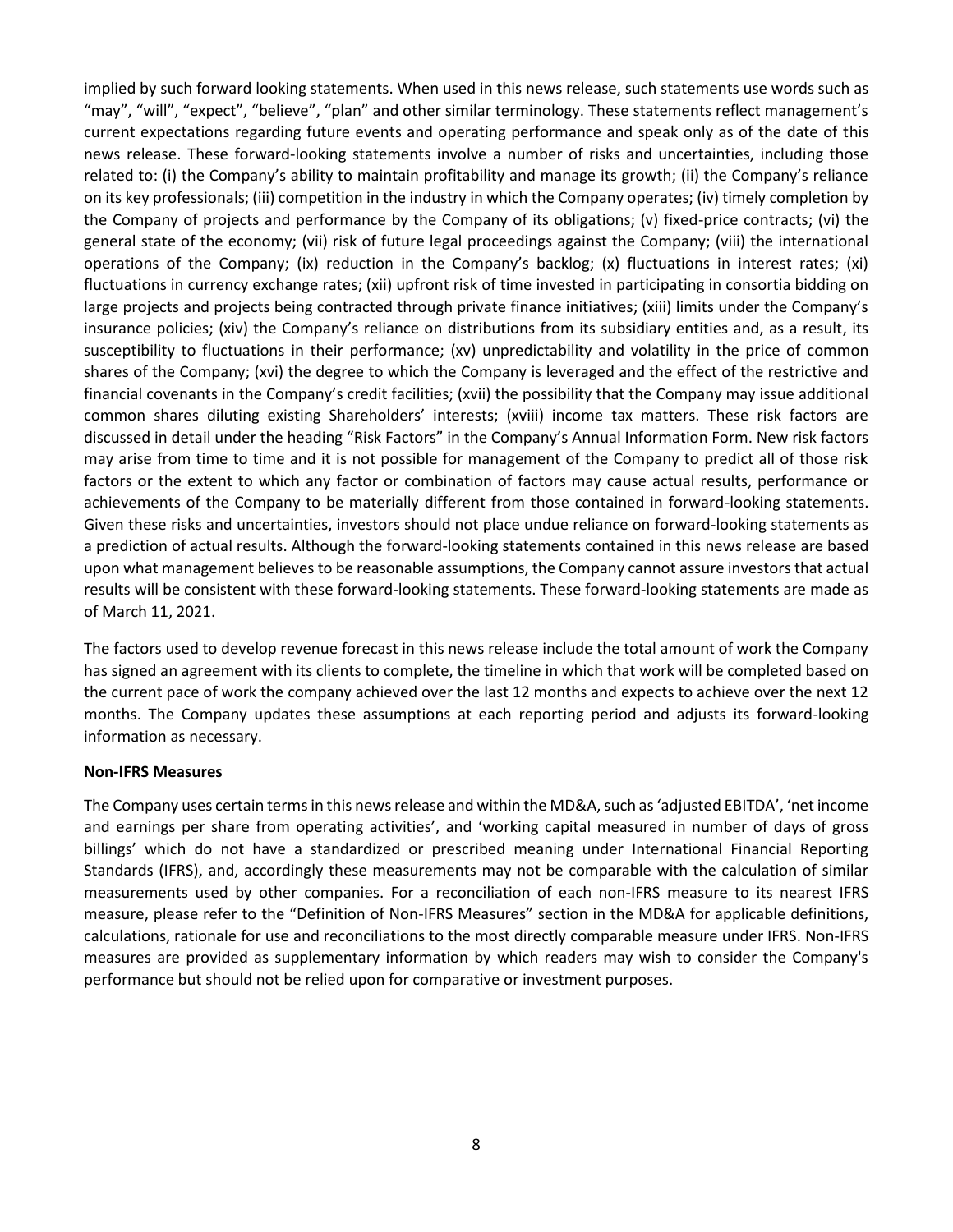implied by such forward looking statements. When used in this news release, such statements use words such as "may", "will", "expect", "believe", "plan" and other similar terminology. These statements reflect management's current expectations regarding future events and operating performance and speak only as of the date of this news release. These forward-looking statements involve a number of risks and uncertainties, including those related to: (i) the Company's ability to maintain profitability and manage its growth; (ii) the Company's reliance on its key professionals; (iii) competition in the industry in which the Company operates; (iv) timely completion by the Company of projects and performance by the Company of its obligations; (v) fixed-price contracts; (vi) the general state of the economy; (vii) risk of future legal proceedings against the Company; (viii) the international operations of the Company; (ix) reduction in the Company's backlog; (x) fluctuations in interest rates; (xi) fluctuations in currency exchange rates; (xii) upfront risk of time invested in participating in consortia bidding on large projects and projects being contracted through private finance initiatives; (xiii) limits under the Company's insurance policies; (xiv) the Company's reliance on distributions from its subsidiary entities and, as a result, its susceptibility to fluctuations in their performance; (xv) unpredictability and volatility in the price of common shares of the Company; (xvi) the degree to which the Company is leveraged and the effect of the restrictive and financial covenants in the Company's credit facilities; (xvii) the possibility that the Company may issue additional common shares diluting existing Shareholders' interests; (xviii) income tax matters. These risk factors are discussed in detail under the heading "Risk Factors" in the Company's Annual Information Form. New risk factors may arise from time to time and it is not possible for management of the Company to predict all of those risk factors or the extent to which any factor or combination of factors may cause actual results, performance or achievements of the Company to be materially different from those contained in forward-looking statements. Given these risks and uncertainties, investors should not place undue reliance on forward-looking statements as a prediction of actual results. Although the forward-looking statements contained in this news release are based upon what management believes to be reasonable assumptions, the Company cannot assure investors that actual results will be consistent with these forward-looking statements. These forward-looking statements are made as of March 11, 2021.

The factors used to develop revenue forecast in this news release include the total amount of work the Company has signed an agreement with its clients to complete, the timeline in which that work will be completed based on the current pace of work the company achieved over the last 12 months and expects to achieve over the next 12 months. The Company updates these assumptions at each reporting period and adjusts its forward-looking information as necessary.

**Non-IFRS Measures**

The Company uses certain terms in this news release and within the MD&A, such as 'adjusted EBITDA', 'net income and earnings per share from operating activities', and 'working capital measured in number of days of gross billings' which do not have a standardized or prescribed meaning under International Financial Reporting Standards (IFRS), and, accordingly these measurements may not be comparable with the calculation of similar measurements used by other companies. For a reconciliation of each non-IFRS measure to its nearest IFRS measure, please refer to the "Definition of Non-IFRS Measures" section in the MD&A for applicable definitions, calculations, rationale for use and reconciliations to the most directly comparable measure under IFRS. Non-IFRS measures are provided as supplementary information by which readers may wish to consider the Company's performance but should not be relied upon for comparative or investment purposes.